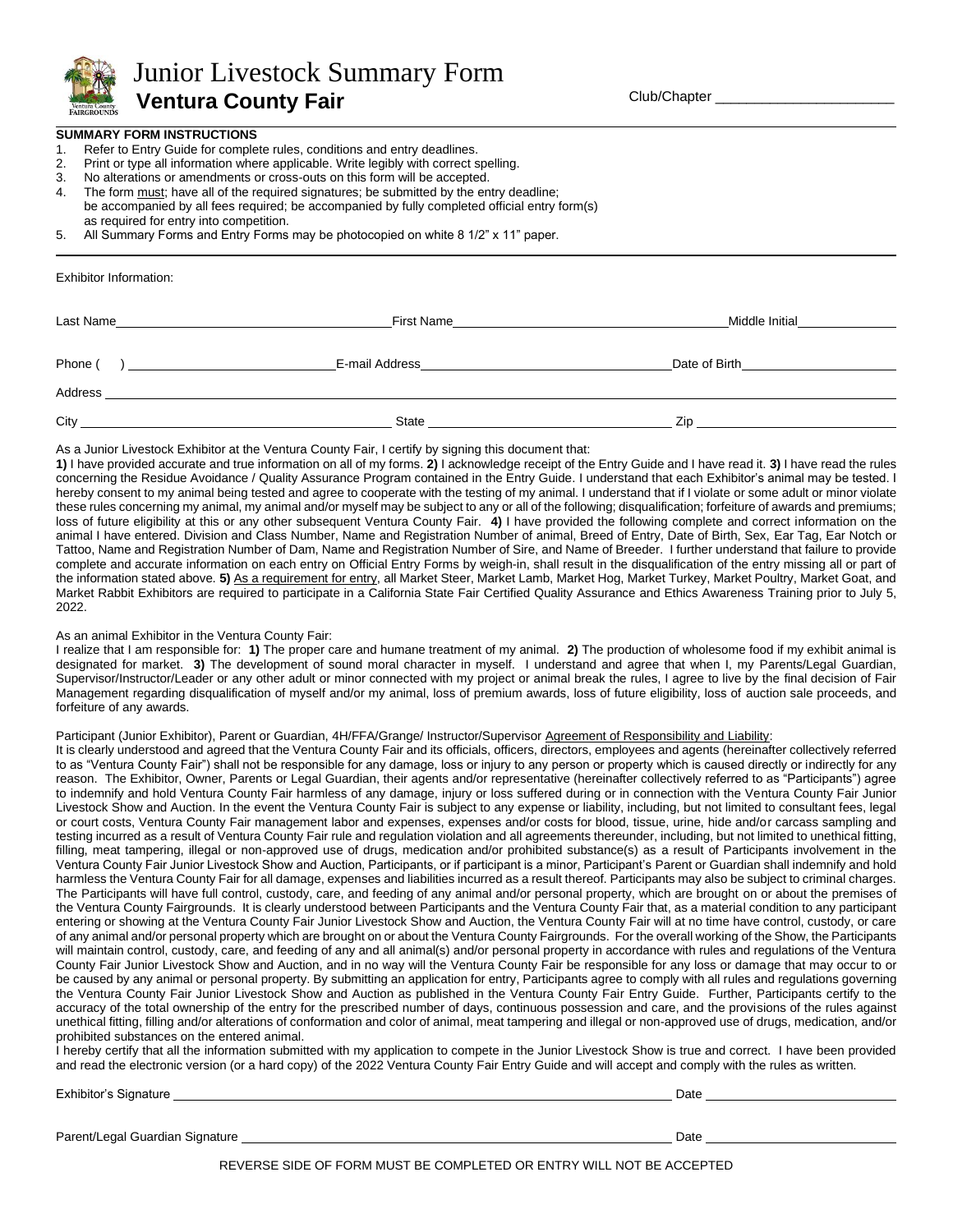# Junior Livestock Summary Form

**Ventura County Fair**

Club/Chapter ______________________

**SUMMARY FORM INSTRUCTIONS**

1. Refer to Entry Guide for complete rules, conditions and entry deadlines.
2. Print or type all information where applicable. Write legibly with correct spelling.
3. No alterations or amendments or cross-outs on this form will be accepted.
4. The form must; have all of the required signatures; be submitted by the entry deadline; be accompanied by all fees required; be accompanied by fully completed official entry form(s) as required for entry into competition.
5. All Summary Forms and Entry Forms may be photocopied on white 8 1/2" x 11" paper.

Exhibitor Information:

Last Name______________________ First Name______________________ Middle Initial__________

Phone (   ) ______________________ E-mail Address______________________ Date of Birth______________

Address ____________________________________________________________

City ______________________ State ______________________ Zip ______________________

As a Junior Livestock Exhibitor at the Ventura County Fair, I certify by signing this document that:

**1)** I have provided accurate and true information on all of my forms. **2)** I acknowledge receipt of the Entry Guide and I have read it. **3)** I have read the rules concerning the Residue Avoidance / Quality Assurance Program contained in the Entry Guide. I understand that each Exhibitor's animal may be tested. I hereby consent to my animal being tested and agree to cooperate with the testing of my animal. I understand that if I violate or some adult or minor violate these rules concerning my animal, my animal and/or myself may be subject to any or all of the following; disqualification; forfeiture of awards and premiums; loss of future eligibility at this or any other subsequent Ventura County Fair. **4)** I have provided the following complete and correct information on the animal I have entered. Division and Class Number, Name and Registration Number of animal, Breed of Entry, Date of Birth, Sex, Ear Tag, Ear Notch or Tattoo, Name and Registration Number of Dam, Name and Registration Number of Sire, and Name of Breeder. I further understand that failure to provide complete and accurate information on each entry on Official Entry Forms by weigh-in, shall result in the disqualification of the entry missing all or part of the information stated above. **5)** As a requirement for entry, all Market Steer, Market Lamb, Market Hog, Market Turkey, Market Poultry, Market Goat, and Market Rabbit Exhibitors are required to participate in a California State Fair Certified Quality Assurance and Ethics Awareness Training prior to July 5, 2022.

As an animal Exhibitor in the Ventura County Fair:

I realize that I am responsible for: **1)** The proper care and humane treatment of my animal. **2)** The production of wholesome food if my exhibit animal is designated for market. **3)** The development of sound moral character in myself. I understand and agree that when I, my Parents/Legal Guardian, Supervisor/Instructor/Leader or any other adult or minor connected with my project or animal break the rules, I agree to live by the final decision of Fair Management regarding disqualification of myself and/or my animal, loss of premium awards, loss of future eligibility, loss of auction sale proceeds, and forfeiture of any awards.

Participant (Junior Exhibitor), Parent or Guardian, 4H/FFA/Grange/ Instructor/Supervisor Agreement of Responsibility and Liability:

It is clearly understood and agreed that the Ventura County Fair and its officials, officers, directors, employees and agents (hereinafter collectively referred to as "Ventura County Fair") shall not be responsible for any damage, loss or injury to any person or property which is caused directly or indirectly for any reason. The Exhibitor, Owner, Parents or Legal Guardian, their agents and/or representative (hereinafter collectively referred to as "Participants") agree to indemnify and hold Ventura County Fair harmless of any damage, injury or loss suffered during or in connection with the Ventura County Fair Junior Livestock Show and Auction. In the event the Ventura County Fair is subject to any expense or liability, including, but not limited to consultant fees, legal or court costs, Ventura County Fair management labor and expenses, expenses and/or costs for blood, tissue, urine, hide and/or carcass sampling and testing incurred as a result of Ventura County Fair rule and regulation violation and all agreements thereunder, including, but not limited to unethical fitting, filling, meat tampering, illegal or non-approved use of drugs, medication and/or prohibited substance(s) as a result of Participants involvement in the Ventura County Fair Junior Livestock Show and Auction, Participants, or if participant is a minor, Participant's Parent or Guardian shall indemnify and hold harmless the Ventura County Fair for all damage, expenses and liabilities incurred as a result thereof. Participants may also be subject to criminal charges. The Participants will have full control, custody, care, and feeding of any animal and/or personal property, which are brought on or about the premises of the Ventura County Fairgrounds. It is clearly understood between Participants and the Ventura County Fair that, as a material condition to any participant entering or showing at the Ventura County Fair Junior Livestock Show and Auction, the Ventura County Fair will at no time have control, custody, or care of any animal and/or personal property which are brought on or about the Ventura County Fairgrounds. For the overall working of the Show, the Participants will maintain control, custody, care, and feeding of any and all animal(s) and/or personal property in accordance with rules and regulations of the Ventura County Fair Junior Livestock Show and Auction, and in no way will the Ventura County Fair be responsible for any loss or damage that may occur to or be caused by any animal or personal property. By submitting an application for entry, Participants agree to comply with all rules and regulations governing the Ventura County Fair Junior Livestock Show and Auction as published in the Ventura County Fair Entry Guide. Further, Participants certify to the accuracy of the total ownership of the entry for the prescribed number of days, continuous possession and care, and the provisions of the rules against unethical fitting, filling and/or alterations of conformation and color of animal, meat tampering and illegal or non-approved use of drugs, medication, and/or prohibited substances on the entered animal.

I hereby certify that all the information submitted with my application to compete in the Junior Livestock Show is true and correct. I have been provided and read the electronic version (or a hard copy) of the 2022 Ventura County Fair Entry Guide and will accept and comply with the rules as written.

Exhibitor's Signature ____________________________________________ Date ______________________

Parent/Legal Guardian Signature ____________________________________________ Date ______________________

REVERSE SIDE OF FORM MUST BE COMPLETED OR ENTRY WILL NOT BE ACCEPTED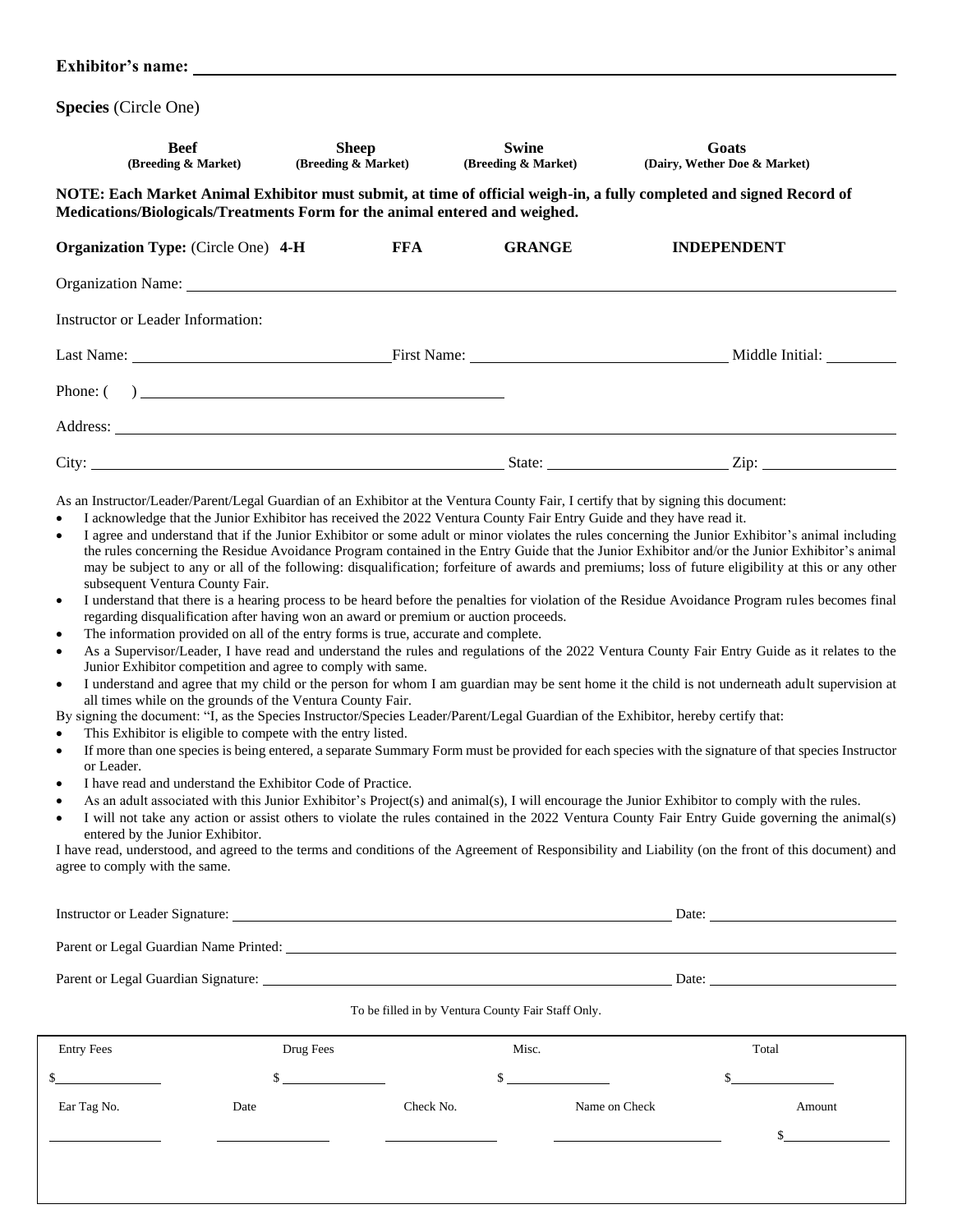**Exhibitor's name:** ______________________________________________

**Species** (Circle One)

| **Beef** | **Sheep** | **Swine** | **Goats** |
|---|---|---|---|
| **(Breeding & Market)** | **(Breeding & Market)** | **(Breeding & Market)** | **(Dairy, Wether Doe & Market)** |

**NOTE: Each Market Animal Exhibitor must submit, at time of official weigh-in, a fully completed and signed Record of Medications/Biologicals/Treatments Form for the animal entered and weighed.**

**Organization Type:** (Circle One) **4-H** **FFA** **GRANGE** **INDEPENDENT**

Organization Name: ______________________________________________

Instructor or Leader Information:

Last Name: ____________________ First Name: ____________________ Middle Initial: ________

Phone: (     ) ______________________________

Address: ______________________________________________

City: ______________________________ State: ______________ Zip: ____________

As an Instructor/Leader/Parent/Legal Guardian of an Exhibitor at the Ventura County Fair, I certify that by signing this document:

- I acknowledge that the Junior Exhibitor has received the 2022 Ventura County Fair Entry Guide and they have read it.
- I agree and understand that if the Junior Exhibitor or some adult or minor violates the rules concerning the Junior Exhibitor's animal including the rules concerning the Residue Avoidance Program contained in the Entry Guide that the Junior Exhibitor and/or the Junior Exhibitor's animal may be subject to any or all of the following: disqualification; forfeiture of awards and premiums; loss of future eligibility at this or any other subsequent Ventura County Fair.
- I understand that there is a hearing process to be heard before the penalties for violation of the Residue Avoidance Program rules becomes final regarding disqualification after having won an award or premium or auction proceeds.
- The information provided on all of the entry forms is true, accurate and complete.
- As a Supervisor/Leader, I have read and understand the rules and regulations of the 2022 Ventura County Fair Entry Guide as it relates to the Junior Exhibitor competition and agree to comply with same.
- I understand and agree that my child or the person for whom I am guardian may be sent home it the child is not underneath adult supervision at all times while on the grounds of the Ventura County Fair.

By signing the document: "I, as the Species Instructor/Species Leader/Parent/Legal Guardian of the Exhibitor, hereby certify that:

- This Exhibitor is eligible to compete with the entry listed.
- If more than one species is being entered, a separate Summary Form must be provided for each species with the signature of that species Instructor or Leader.
- I have read and understand the Exhibitor Code of Practice.
- As an adult associated with this Junior Exhibitor's Project(s) and animal(s), I will encourage the Junior Exhibitor to comply with the rules.
- I will not take any action or assist others to violate the rules contained in the 2022 Ventura County Fair Entry Guide governing the animal(s) entered by the Junior Exhibitor.

I have read, understood, and agreed to the terms and conditions of the Agreement of Responsibility and Liability (on the front of this document) and agree to comply with the same.

Instructor or Leader Signature: ______________________________ Date: ____________

Parent or Legal Guardian Name Printed: ______________________________

Parent or Legal Guardian Signature: ______________________________ Date: ____________

To be filled in by Ventura County Fair Staff Only.

| Entry Fees | Drug Fees | Misc. | Total |
|---|---|---|---|
| $ | $ | $ | $ |

| Ear Tag No. | Date | Check No. | Name on Check | Amount |
|---|---|---|---|---|
| | | | | $ |